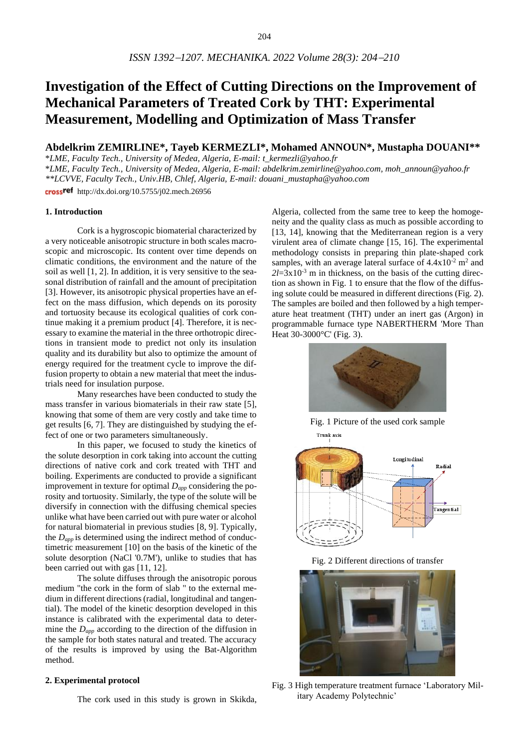# Investigation of the Effect of Cutting Directions on the Improvement of Mechanical Parameters of Treated Cork by THT: Experimental Measurement, Modelling and Optimization of Mass Transfer

## Abdelkrim ZEMIRLINE*, Tayeb KERMEZLI*, Mohamed ANNOUN*, Mustapha DOUANI**

**LME, Faculty Tech., University of Medea, Algeria, E-mail: t_kermezli@yahoo.fr*
**LME, Faculty Tech., University of Medea, Algeria, E-mail: abdelkrim.zemirline@yahoo.com, moh_announ@yahoo.fr*
***LCVVE, Faculty Tech., Univ.HB, Chlef, Algeria, E-mail: douani_mustapha@yahoo.com*

http://dx.doi.org/10.5755/j02.mech.26956

### 1. Introduction

Cork is a hygroscopic biomaterial characterized by a very noticeable anisotropic structure in both scales macroscopic and microscopic. Its content over time depends on climatic conditions, the environment and the nature of the soil as well [1, 2]. In addition, it is very sensitive to the seasonal distribution of rainfall and the amount of precipitation [3]. However, its anisotropic physical properties have an effect on the mass diffusion, which depends on its porosity and tortuosity because its ecological qualities of cork continue making it a premium product [4]. Therefore, it is necessary to examine the material in the three orthotropic directions in transient mode to predict not only its insulation quality and its durability but also to optimize the amount of energy required for the treatment cycle to improve the diffusion property to obtain a new material that meet the industrials need for insulation purpose.

Many researches have been conducted to study the mass transfer in various biomaterials in their raw state [5], knowing that some of them are very costly and take time to get results [6, 7]. They are distinguished by studying the effect of one or two parameters simultaneously.

In this paper, we focused to study the kinetics of the solute desorption in cork taking into account the cutting directions of native cork and cork treated with THT and boiling. Experiments are conducted to provide a significant improvement in texture for optimal $D_{app}$ considering the porosity and tortuosity. Similarly, the type of the solute will be diversify in connection with the diffusing chemical species unlike what have been carried out with pure water or alcohol for natural biomaterial in previous studies [8, 9]. Typically, the $D_{app}$ is determined using the indirect method of conductimetric measurement [10] on the basis of the kinetic of the solute desorption (NaCl '0.7M'), unlike to studies that has been carried out with gas [11, 12].

The solute diffuses through the anisotropic porous medium "the cork in the form of slab " to the external medium in different directions (radial, longitudinal and tangential). The model of the kinetic desorption developed in this instance is calibrated with the experimental data to determine the $D_{app}$ according to the direction of the diffusion in the sample for both states natural and treated. The accuracy of the results is improved by using the Bat-Algorithm method.

### 2. Experimental protocol

The cork used in this study is grown in Skikda, Algeria, collected from the same tree to keep the homogeneity and the quality class as much as possible according to [13, 14], knowing that the Mediterranean region is a very virulent area of climate change [15, 16]. The experimental methodology consists in preparing thin plate-shaped cork samples, with an average lateral surface of $4.4\text{x}10^{-2}$ m$^2$ and $2l=3\text{x}10^{-3}$ m in thickness, on the basis of the cutting direction as shown in Fig. 1 to ensure that the flow of the diffusing solute could be measured in different directions (Fig. 2). The samples are boiled and then followed by a high temperature heat treatment (THT) under an inert gas (Argon) in programmable furnace type NABERTHERM 'More Than Heat 30-3000°C' (Fig. 3).

Fig. 1 Picture of the used cork sample

Fig. 2 Different directions of transfer

Fig. 3 High temperature treatment furnace 'Laboratory Military Academy Polytechnic'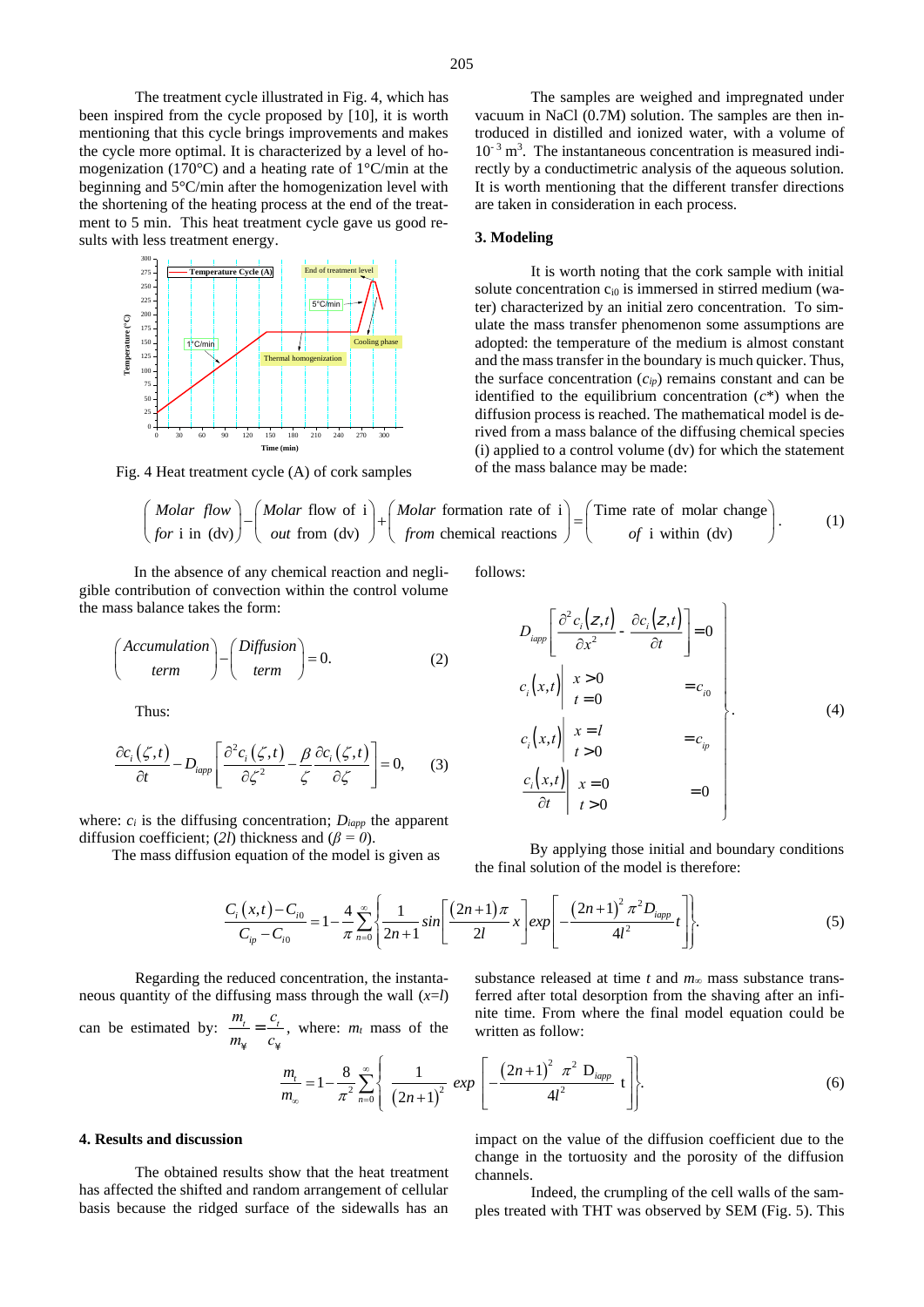The treatment cycle illustrated in Fig. 4, which has been inspired from the cycle proposed by [10], it is worth mentioning that this cycle brings improvements and makes the cycle more optimal. It is characterized by a level of homogenization (170°C) and a heating rate of 1°C/min at the beginning and 5°C/min after the homogenization level with the shortening of the heating process at the end of the treatment to 5 min. This heat treatment cycle gave us good results with less treatment energy.

Fig. 4 Heat treatment cycle (A) of cork samples

The samples are weighed and impregnated under vacuum in NaCl (0.7M) solution. The samples are then introduced in distilled and ionized water, with a volume of $10^{-3}$ m$^3$. The instantaneous concentration is measured indirectly by a conductimetric analysis of the aqueous solution. It is worth mentioning that the different transfer directions are taken in consideration in each process.

### 3. Modeling

It is worth noting that the cork sample with initial solute concentration $c_{i0}$ is immersed in stirred medium (water) characterized by an initial zero concentration. To simulate the mass transfer phenomenon some assumptions are adopted: the temperature of the medium is almost constant and the mass transfer in the boundary is much quicker. Thus, the surface concentration ($c_{ip}$) remains constant and can be identified to the equilibrium concentration ($c^*$) when the diffusion process is reached. The mathematical model is derived from a mass balance of the diffusing chemical species (i) applied to a control volume (dv) for which the statement of the mass balance may be made:

$$\begin{pmatrix} \textit{Molar flow} \\ \textit{for} \text{ i in (dv)} \end{pmatrix} - \begin{pmatrix} \textit{Molar} \text{ flow of i} \\ \textit{out} \text{ from (dv)} \end{pmatrix} + \begin{pmatrix} \textit{Molar} \text{ formation rate of i} \\ \textit{from} \text{ chemical reactions} \end{pmatrix} = \begin{pmatrix} \text{Time rate of molar change} \\ \textit{of} \text{ i within (dv)} \end{pmatrix}. \tag{1}$$

In the absence of any chemical reaction and negligible contribution of convection within the control volume the mass balance takes the form:

$$\begin{pmatrix} \textit{Accumulation} \\ \textit{term} \end{pmatrix} - \begin{pmatrix} \textit{Diffusion} \\ \textit{term} \end{pmatrix} = 0. \tag{2}$$

Thus:

$$\frac{\partial c_i(\zeta,t)}{\partial t} - D_{iapp}\left[\frac{\partial^2 c_i(\zeta,t)}{\partial \zeta^2} - \frac{\beta}{\zeta}\frac{\partial c_i(\zeta,t)}{\partial \zeta}\right] = 0, \tag{3}$$

where: $c_i$ is the diffusing concentration; $D_{iapp}$ the apparent diffusion coefficient; ($2l$) thickness and ($\beta = 0$).

The mass diffusion equation of the model is given as follows:

$$\left.\begin{aligned} & D_{iapp}\left[\frac{\partial^2 c_i(z,t)}{\partial x^2} - \frac{\partial c_i(z,t)}{\partial t}\right] = 0 \\ & c_i(x,t)\Big|_{\substack{x>0 \\ t=0}} = c_{i0} \\ & c_i(x,t)\Big|_{\substack{x=l \\ t>0}} = c_{ip} \\ & \frac{c_i(x,t)}{\partial t}\Big|_{\substack{x=0 \\ t>0}} = 0 \end{aligned}\right\}. \tag{4}$$

By applying those initial and boundary conditions the final solution of the model is therefore:

$$\frac{C_i(x,t) - C_{i0}}{C_{ip} - C_{i0}} = 1 - \frac{4}{\pi}\sum_{n=0}^{\infty}\left\{\frac{1}{2n+1} sin\left[\frac{(2n+1)\pi}{2l}x\right] exp\left[-\frac{(2n+1)^2\pi^2 D_{iapp}}{4l^2}t\right]\right\}. \tag{5}$$

Regarding the reduced concentration, the instantaneous quantity of the diffusing mass through the wall ($x$=$l$) can be estimated by: $\frac{m_t}{m_\infty} = \frac{c_t}{c_\infty}$, where: $m_t$ mass of the substance released at time $t$ and $m_\infty$ mass substance transferred after total desorption from the shaving after an infinite time. From where the final model equation could be written as follow:

$$\frac{m_t}{m_\infty} = 1 - \frac{8}{\pi^2}\sum_{n=0}^{\infty}\left\{\frac{1}{(2n+1)^2} exp\left[-\frac{(2n+1)^2 \pi^2 D_{iapp}}{4l^2} t\right]\right\}. \tag{6}$$

### 4. Results and discussion

The obtained results show that the heat treatment has affected the shifted and random arrangement of cellular basis because the ridged surface of the sidewalls has an impact on the value of the diffusion coefficient due to the change in the tortuosity and the porosity of the diffusion channels.

Indeed, the crumpling of the cell walls of the samples treated with THT was observed by SEM (Fig. 5). This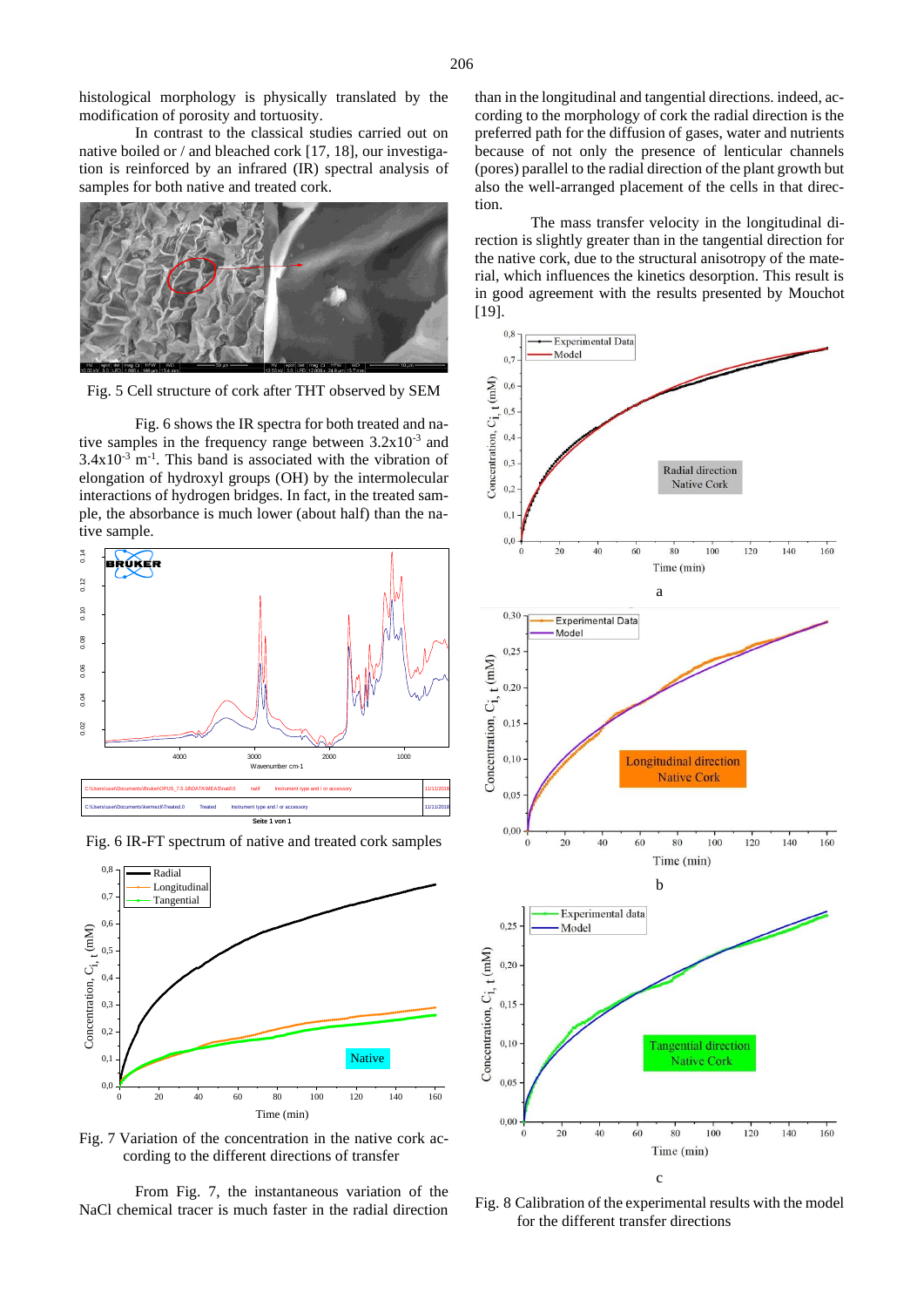histological morphology is physically translated by the modification of porosity and tortuosity.

In contrast to the classical studies carried out on native boiled or / and bleached cork [17, 18], our investigation is reinforced by an infrared (IR) spectral analysis of samples for both native and treated cork.

Fig. 5 Cell structure of cork after THT observed by SEM

Fig. 6 shows the IR spectra for both treated and native samples in the frequency range between $3.2x10^{-3}$ and $3.4x10^{-3}$ $m^{-1}$. This band is associated with the vibration of elongation of hydroxyl groups (OH) by the intermolecular interactions of hydrogen bridges. In fact, in the treated sample, the absorbance is much lower (about half) than the native sample.

Fig. 6 IR-FT spectrum of native and treated cork samples

Fig. 7 Variation of the concentration in the native cork according to the different directions of transfer

From Fig. 7, the instantaneous variation of the NaCl chemical tracer is much faster in the radial direction than in the longitudinal and tangential directions. indeed, according to the morphology of cork the radial direction is the preferred path for the diffusion of gases, water and nutrients because of not only the presence of lenticular channels (pores) parallel to the radial direction of the plant growth but also the well-arranged placement of the cells in that direction.

The mass transfer velocity in the longitudinal direction is slightly greater than in the tangential direction for the native cork, due to the structural anisotropy of the material, which influences the kinetics desorption. This result is in good agreement with the results presented by Mouchot [19].

Fig. 8 Calibration of the experimental results with the model for the different transfer directions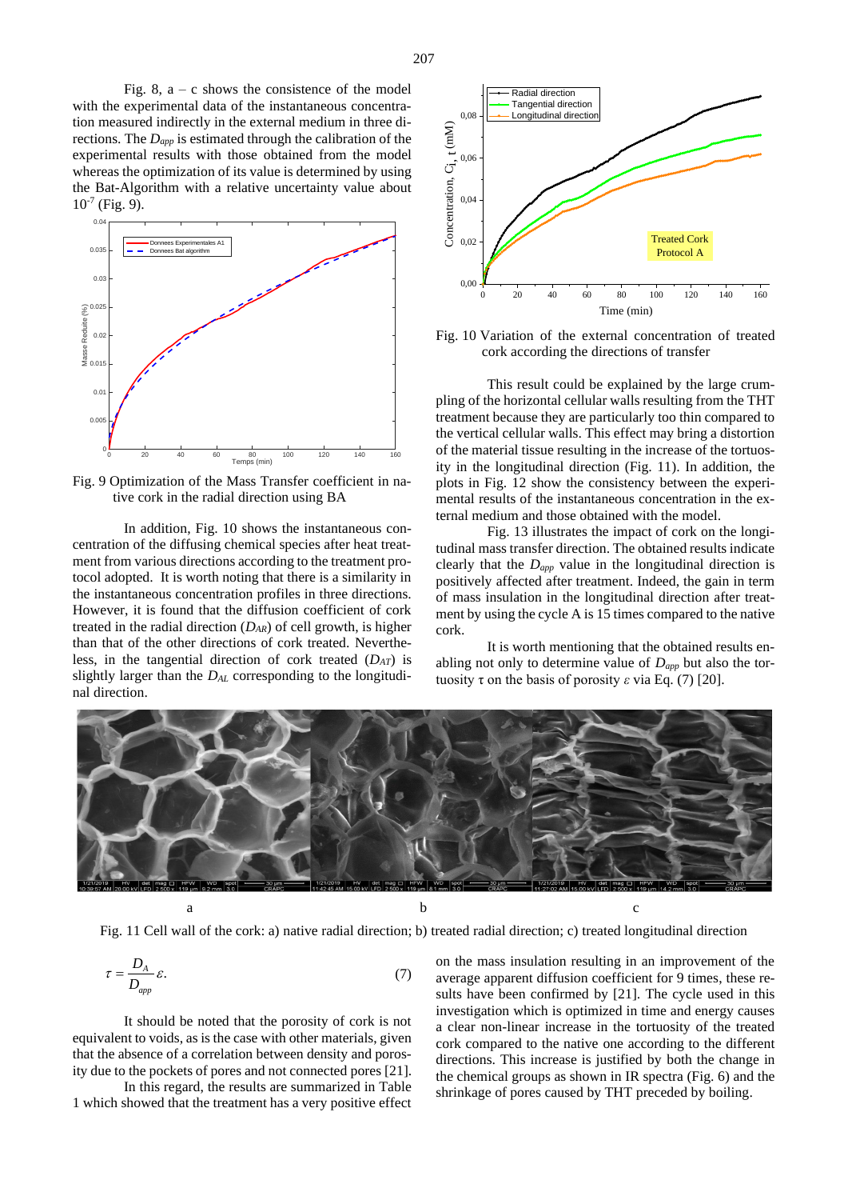Fig. 8, a – c shows the consistence of the model with the experimental data of the instantaneous concentration measured indirectly in the external medium in three directions. The $D_{app}$ is estimated through the calibration of the experimental results with those obtained from the model whereas the optimization of its value is determined by using the Bat-Algorithm with a relative uncertainty value about $10^{-7}$ (Fig. 9).

Fig. 9 Optimization of the Mass Transfer coefficient in native cork in the radial direction using BA

In addition, Fig. 10 shows the instantaneous concentration of the diffusing chemical species after heat treatment from various directions according to the treatment protocol adopted. It is worth noting that there is a similarity in the instantaneous concentration profiles in three directions. However, it is found that the diffusion coefficient of cork treated in the radial direction ($D_{AR}$) of cell growth, is higher than that of the other directions of cork treated. Nevertheless, in the tangential direction of cork treated ($D_{AT}$) is slightly larger than the $D_{AL}$ corresponding to the longitudinal direction.

Fig. 10 Variation of the external concentration of treated cork according the directions of transfer

This result could be explained by the large crumpling of the horizontal cellular walls resulting from the THT treatment because they are particularly too thin compared to the vertical cellular walls. This effect may bring a distortion of the material tissue resulting in the increase of the tortuosity in the longitudinal direction (Fig. 11). In addition, the plots in Fig. 12 show the consistency between the experimental results of the instantaneous concentration in the external medium and those obtained with the model.

Fig. 13 illustrates the impact of cork on the longitudinal mass transfer direction. The obtained results indicate clearly that the $D_{app}$ value in the longitudinal direction is positively affected after treatment. Indeed, the gain in term of mass insulation in the longitudinal direction after treatment by using the cycle A is 15 times compared to the native cork.

It is worth mentioning that the obtained results enabling not only to determine value of $D_{app}$ but also the tortuosity $\tau$ on the basis of porosity $\varepsilon$ via Eq. (7) [20].

Fig. 11 Cell wall of the cork: a) native radial direction; b) treated radial direction; c) treated longitudinal direction

$$\tau = \frac{D_A}{D_{app}} \varepsilon. \tag{7}$$

It should be noted that the porosity of cork is not equivalent to voids, as is the case with other materials, given that the absence of a correlation between density and porosity due to the pockets of pores and not connected pores [21].

In this regard, the results are summarized in Table 1 which showed that the treatment has a very positive effect on the mass insulation resulting in an improvement of the average apparent diffusion coefficient for 9 times, these results have been confirmed by [21]. The cycle used in this investigation which is optimized in time and energy causes a clear non-linear increase in the tortuosity of the treated cork compared to the native one according to the different directions. This increase is justified by both the change in the chemical groups as shown in IR spectra (Fig. 6) and the shrinkage of pores caused by THT preceded by boiling.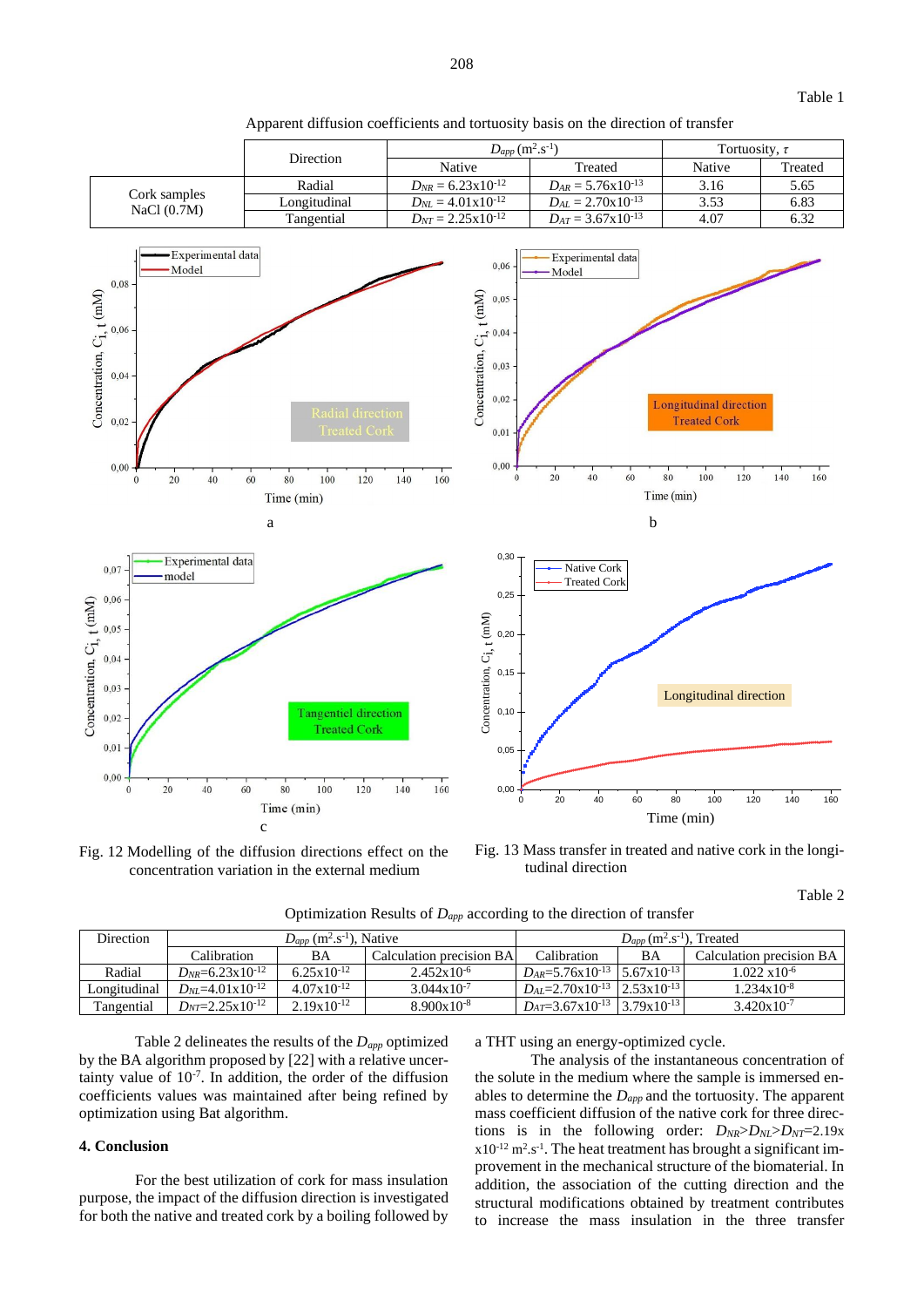Table 1

Apparent diffusion coefficients and tortuosity basis on the direction of transfer

| | Direction | $D_{app}$ ($m^2.s^{-1}$) | | Tortuosity, $\tau$ | |
|---|---|---|---|---|---|
| | | Native | Treated | Native | Treated |
| Cork samples NaCl (0.7M) | Radial | $D_{NR}$ = 6.23x10$^{-12}$ | $D_{AR}$ = 5.76x10$^{-13}$ | 3.16 | 5.65 |
| | Longitudinal | $D_{NL}$ = 4.01x10$^{-12}$ | $D_{AL}$ = 2.70x10$^{-13}$ | 3.53 | 6.83 |
| | Tangential | $D_{NT}$ = 2.25x10$^{-12}$ | $D_{AT}$ = 3.67x10$^{-13}$ | 4.07 | 6.32 |

Fig. 12 Modelling of the diffusion directions effect on the concentration variation in the external medium

Fig. 13 Mass transfer in treated and native cork in the longitudinal direction

Table 2

Optimization Results of $D_{app}$ according to the direction of transfer

| Direction | $D_{app}$ ($m^2.s^{-1}$), Native | | | $D_{app}$ ($m^2.s^{-1}$), Treated | | |
|---|---|---|---|---|---|---|
| | Calibration | BA | Calculation precision BA | Calibration | BA | Calculation precision BA |
| Radial | $D_{NR}$=6.23x10$^{-12}$ | 6.25x10$^{-12}$ | 2.452x10$^{-6}$ | $D_{AR}$=5.76x10$^{-13}$ | 5.67x10$^{-13}$ | 1.022 x10$^{-6}$ |
| Longitudinal | $D_{NL}$=4.01x10$^{-12}$ | 4.07x10$^{-12}$ | 3.044x10$^{-7}$ | $D_{AL}$=2.70x10$^{-13}$ | 2.53x10$^{-13}$ | 1.234x10$^{-8}$ |
| Tangential | $D_{NT}$=2.25x10$^{-12}$ | 2.19x10$^{-12}$ | 8.900x10$^{-8}$ | $D_{AT}$=3.67x10$^{-13}$ | 3.79x10$^{-13}$ | 3.420x10$^{-7}$ |

Table 2 delineates the results of the $D_{app}$ optimized by the BA algorithm proposed by [22] with a relative uncertainty value of $10^{-7}$. In addition, the order of the diffusion coefficients values was maintained after being refined by optimization using Bat algorithm.

## 4. Conclusion

For the best utilization of cork for mass insulation purpose, the impact of the diffusion direction is investigated for both the native and treated cork by a boiling followed by a THT using an energy-optimized cycle.

The analysis of the instantaneous concentration of the solute in the medium where the sample is immersed enables to determine the $D_{app}$ and the tortuosity. The apparent mass coefficient diffusion of the native cork for three directions is in the following order: $D_{NR}$>$D_{NL}$>$D_{NT}$=2.19x x10$^{-12}$ $m^2.s^{-1}$. The heat treatment has brought a significant improvement in the mechanical structure of the biomaterial. In addition, the association of the cutting direction and the structural modifications obtained by treatment contributes to increase the mass insulation in the three transfer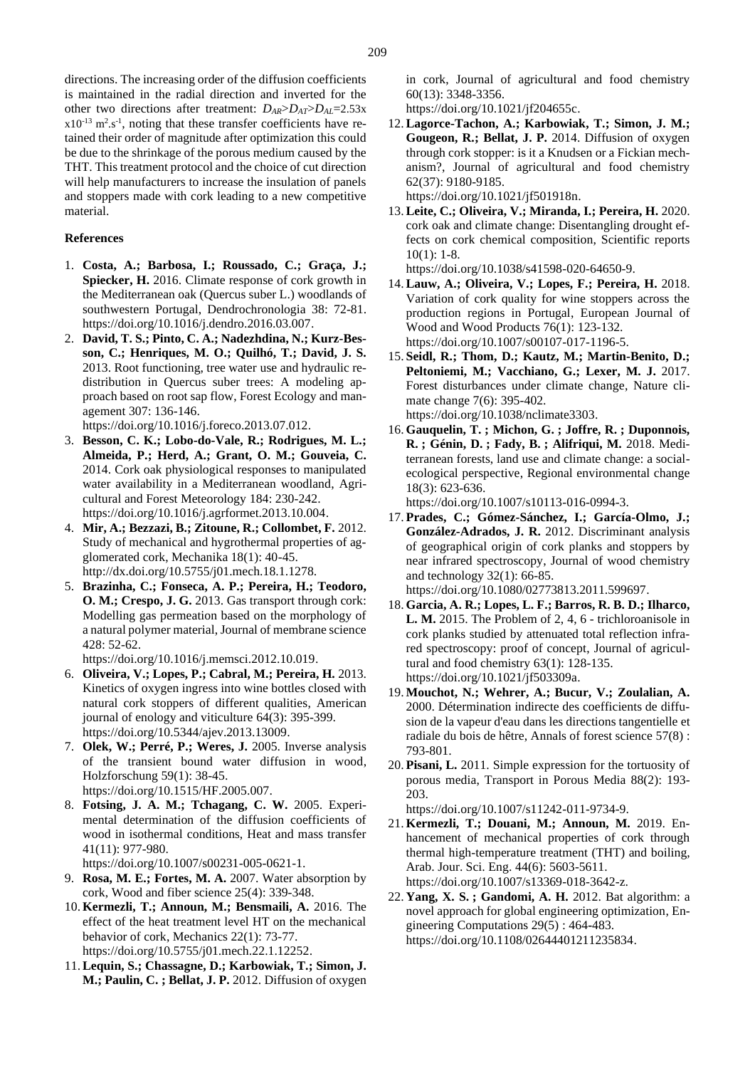directions. The increasing order of the diffusion coefficients is maintained in the radial direction and inverted for the other two directions after treatment: $D_{AR}>D_{AT}>D_{AL}$=2.53x x$10^{-13}$ $m^2.s^{-1}$, noting that these transfer coefficients have retained their order of magnitude after optimization this could be due to the shrinkage of the porous medium caused by the THT. This treatment protocol and the choice of cut direction will help manufacturers to increase the insulation of panels and stoppers made with cork leading to a new competitive material.

## References

1. **Costa, A.; Barbosa, I.; Roussado, C.; Graça, J.; Spiecker, H.** 2016. Climate response of cork growth in the Mediterranean oak (Quercus suber L.) woodlands of southwestern Portugal, Dendrochronologia 38: 72-81. https://doi.org/10.1016/j.dendro.2016.03.007.
2. **David, T. S.; Pinto, C. A.; Nadezhdina, N.; Kurz-Besson, C.; Henriques, M. O.; Quilhó, T.; David, J. S.** 2013. Root functioning, tree water use and hydraulic redistribution in Quercus suber trees: A modeling approach based on root sap flow, Forest Ecology and management 307: 136-146. https://doi.org/10.1016/j.foreco.2013.07.012.
3. **Besson, C. K.; Lobo-do-Vale, R.; Rodrigues, M. L.; Almeida, P.; Herd, A.; Grant, O. M.; Gouveia, C.** 2014. Cork oak physiological responses to manipulated water availability in a Mediterranean woodland, Agricultural and Forest Meteorology 184: 230-242. https://doi.org/10.1016/j.agrformet.2013.10.004.
4. **Mir, A.; Bezzazi, B.; Zitoune, R.; Collombet, F.** 2012. Study of mechanical and hygrothermal properties of agglomerated cork, Mechanika 18(1): 40-45. http://dx.doi.org/10.5755/j01.mech.18.1.1278.
5. **Brazinha, C.; Fonseca, A. P.; Pereira, H.; Teodoro, O. M.; Crespo, J. G.** 2013. Gas transport through cork: Modelling gas permeation based on the morphology of a natural polymer material, Journal of membrane science 428: 52-62. https://doi.org/10.1016/j.memsci.2012.10.019.
6. **Oliveira, V.; Lopes, P.; Cabral, M.; Pereira, H.** 2013. Kinetics of oxygen ingress into wine bottles closed with natural cork stoppers of different qualities, American journal of enology and viticulture 64(3): 395-399. https://doi.org/10.5344/ajev.2013.13009.
7. **Olek, W.; Perré, P.; Weres, J.** 2005. Inverse analysis of the transient bound water diffusion in wood, Holzforschung 59(1): 38-45. https://doi.org/10.1515/HF.2005.007.
8. **Fotsing, J. A. M.; Tchagang, C. W.** 2005. Experimental determination of the diffusion coefficients of wood in isothermal conditions, Heat and mass transfer 41(11): 977-980. https://doi.org/10.1007/s00231-005-0621-1.
9. **Rosa, M. E.; Fortes, M. A.** 2007. Water absorption by cork, Wood and fiber science 25(4): 339-348.
10. **Kermezli, T.; Announ, M.; Bensmaili, A.** 2016. The effect of the heat treatment level HT on the mechanical behavior of cork, Mechanics 22(1): 73-77. https://doi.org/10.5755/j01.mech.22.1.12252.
11. **Lequin, S.; Chassagne, D.; Karbowiak, T.; Simon, J. M.; Paulin, C. ; Bellat, J. P.** 2012. Diffusion of oxygen in cork, Journal of agricultural and food chemistry 60(13): 3348-3356. https://doi.org/10.1021/jf204655c.
12. **Lagorce-Tachon, A.; Karbowiak, T.; Simon, J. M.; Gougeon, R.; Bellat, J. P.** 2014. Diffusion of oxygen through cork stopper: is it a Knudsen or a Fickian mechanism?, Journal of agricultural and food chemistry 62(37): 9180-9185. https://doi.org/10.1021/jf501918n.
13. **Leite, C.; Oliveira, V.; Miranda, I.; Pereira, H.** 2020. cork oak and climate change: Disentangling drought effects on cork chemical composition, Scientific reports 10(1): 1-8. https://doi.org/10.1038/s41598-020-64650-9.
14. **Lauw, A.; Oliveira, V.; Lopes, F.; Pereira, H.** 2018. Variation of cork quality for wine stoppers across the production regions in Portugal, European Journal of Wood and Wood Products 76(1): 123-132. https://doi.org/10.1007/s00107-017-1196-5.
15. **Seidl, R.; Thom, D.; Kautz, M.; Martin-Benito, D.; Peltoniemi, M.; Vacchiano, G.; Lexer, M. J.** 2017. Forest disturbances under climate change, Nature climate change 7(6): 395-402. https://doi.org/10.1038/nclimate3303.
16. **Gauquelin, T. ; Michon, G. ; Joffre, R. ; Duponnois, R. ; Génin, D. ; Fady, B. ; Alifriqui, M.** 2018. Mediterranean forests, land use and climate change: a social-ecological perspective, Regional environmental change 18(3): 623-636. https://doi.org/10.1007/s10113-016-0994-3.
17. **Prades, C.; Gómez-Sánchez, I.; García-Olmo, J.; González-Adrados, J. R.** 2012. Discriminant analysis of geographical origin of cork planks and stoppers by near infrared spectroscopy, Journal of wood chemistry and technology 32(1): 66-85. https://doi.org/10.1080/02773813.2011.599697.
18. **Garcia, A. R.; Lopes, L. F.; Barros, R. B. D.; Ilharco, L. M.** 2015. The Problem of 2, 4, 6 - trichloroanisole in cork planks studied by attenuated total reflection infrared spectroscopy: proof of concept, Journal of agricultural and food chemistry 63(1): 128-135. https://doi.org/10.1021/jf503309a.
19. **Mouchot, N.; Wehrer, A.; Bucur, V.; Zoulalian, A.** 2000. Détermination indirecte des coefficients de diffusion de la vapeur d'eau dans les directions tangentielle et radiale du bois de hêtre, Annals of forest science 57(8) : 793-801.
20. **Pisani, L.** 2011. Simple expression for the tortuosity of porous media, Transport in Porous Media 88(2): 193-203. https://doi.org/10.1007/s11242-011-9734-9.
21. **Kermezli, T.; Douani, M.; Announ, M.** 2019. Enhancement of mechanical properties of cork through thermal high-temperature treatment (THT) and boiling, Arab. Jour. Sci. Eng. 44(6): 5603-5611. https://doi.org/10.1007/s13369-018-3642-z.
22. **Yang, X. S. ; Gandomi, A. H.** 2012. Bat algorithm: a novel approach for global engineering optimization, Engineering Computations 29(5) : 464-483. https://doi.org/10.1108/02644401211235834.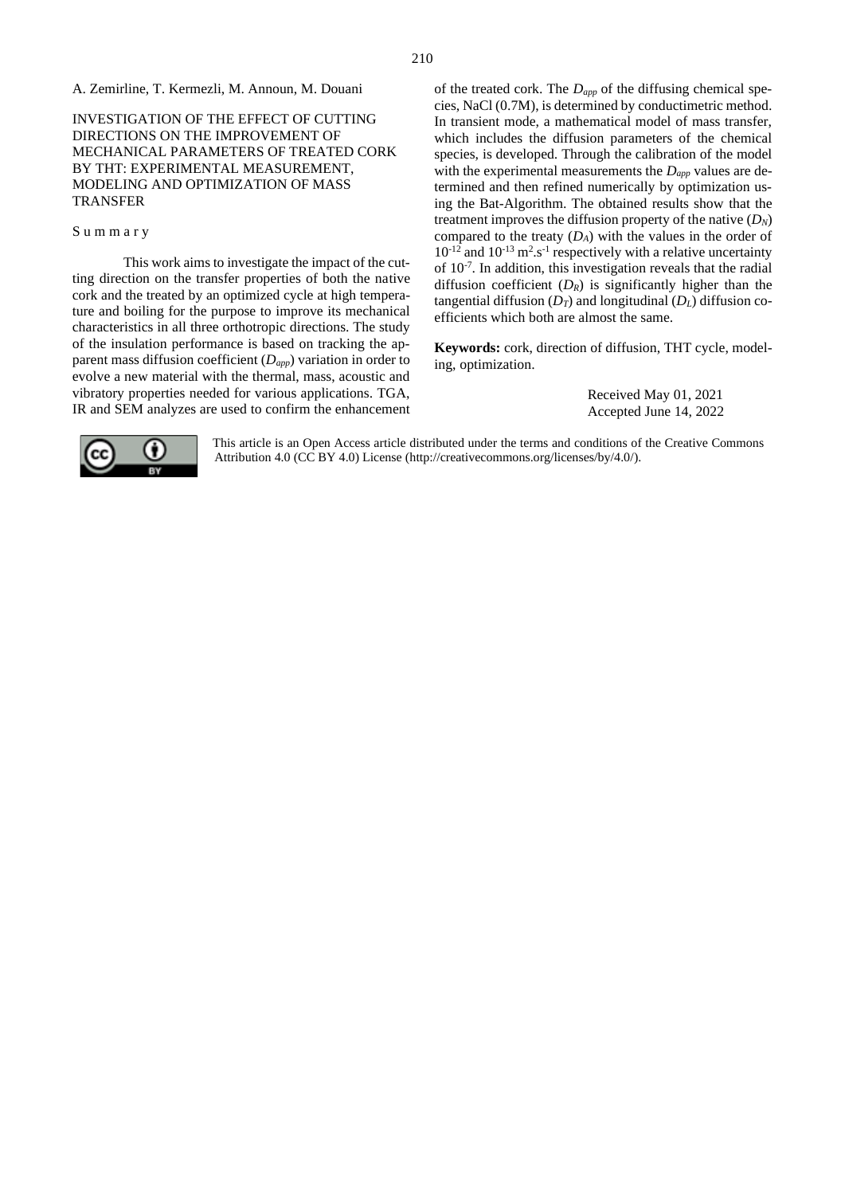A. Zemirline, T. Kermezli, M. Announ, M. Douani

## INVESTIGATION OF THE EFFECT OF CUTTING DIRECTIONS ON THE IMPROVEMENT OF MECHANICAL PARAMETERS OF TREATED CORK BY THT: EXPERIMENTAL MEASUREMENT, MODELING AND OPTIMIZATION OF MASS TRANSFER

### Summary

This work aims to investigate the impact of the cutting direction on the transfer properties of both the native cork and the treated by an optimized cycle at high temperature and boiling for the purpose to improve its mechanical characteristics in all three orthotropic directions. The study of the insulation performance is based on tracking the apparent mass diffusion coefficient ($D_{app}$) variation in order to evolve a new material with the thermal, mass, acoustic and vibratory properties needed for various applications. TGA, IR and SEM analyzes are used to confirm the enhancement of the treated cork. The $D_{app}$ of the diffusing chemical species, NaCl (0.7M), is determined by conductimetric method. In transient mode, a mathematical model of mass transfer, which includes the diffusion parameters of the chemical species, is developed. Through the calibration of the model with the experimental measurements the $D_{app}$ values are determined and then refined numerically by optimization using the Bat-Algorithm. The obtained results show that the treatment improves the diffusion property of the native ($D_N$) compared to the treaty ($D_A$) with the values in the order of $10^{-12}$ and $10^{-13}$ $m^2.s^{-1}$ respectively with a relative uncertainty of $10^{-7}$. In addition, this investigation reveals that the radial diffusion coefficient ($D_R$) is significantly higher than the tangential diffusion ($D_T$) and longitudinal ($D_L$) diffusion coefficients which both are almost the same.

**Keywords:** cork, direction of diffusion, THT cycle, modeling, optimization.

Received May 01, 2021
Accepted June 14, 2022

This article is an Open Access article distributed under the terms and conditions of the Creative Commons Attribution 4.0 (CC BY 4.0) License (http://creativecommons.org/licenses/by/4.0/).